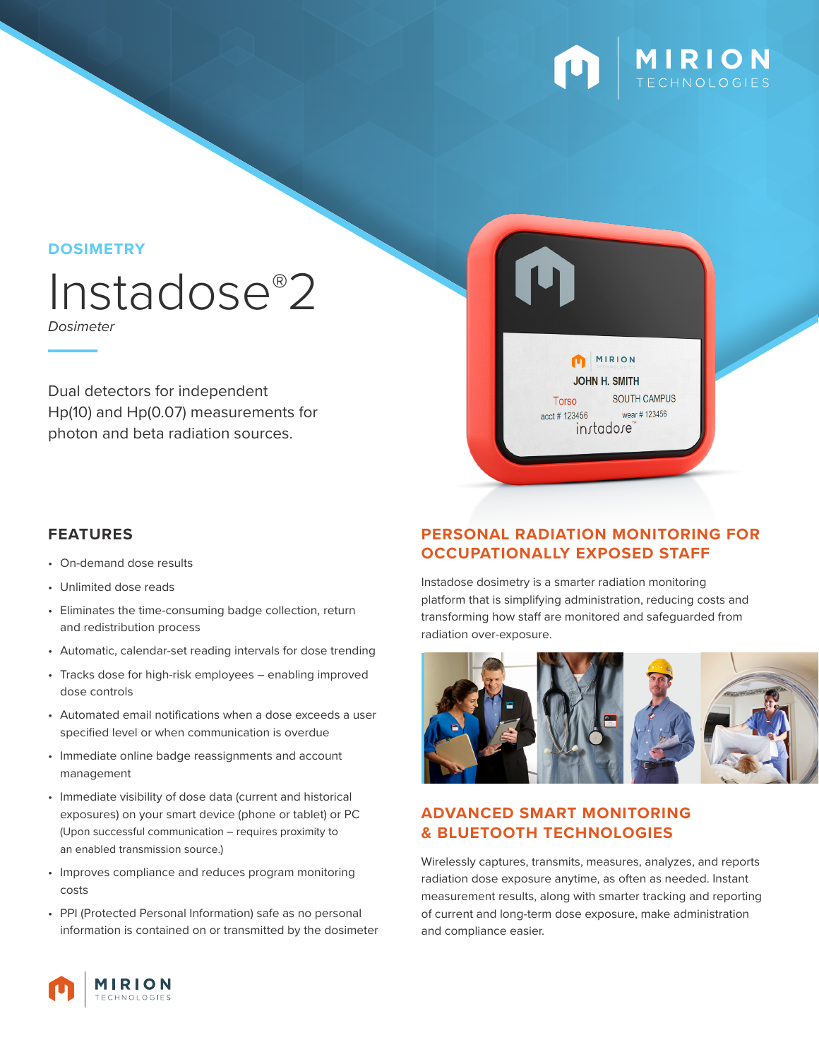DOSIMETRY

# Instadose®2

*Dosimeter*

Dual detectors for independent Hp(10) and Hp(0.07) measurements for photon and beta radiation sources.

## FEATURES

- On-demand dose results
- Unlimited dose reads
- Eliminates the time-consuming badge collection, return and redistribution process
- Automatic, calendar-set reading intervals for dose trending
- Tracks dose for high-risk employees – enabling improved dose controls
- Automated email notifications when a dose exceeds a user specified level or when communication is overdue
- Immediate online badge reassignments and account management
- Immediate visibility of dose data (current and historical exposures) on your smart device (phone or tablet) or PC (Upon successful communication – requires proximity to an enabled transmission source.)
- Improves compliance and reduces program monitoring costs
- PPI (Protected Personal Information) safe as no personal information is contained on or transmitted by the dosimeter

## PERSONAL RADIATION MONITORING FOR OCCUPATIONALLY EXPOSED STAFF

Instadose dosimetry is a smarter radiation monitoring platform that is simplifying administration, reducing costs and transforming how staff are monitored and safeguarded from radiation over-exposure.

## ADVANCED SMART MONITORING & BLUETOOTH TECHNOLOGIES

Wirelessly captures, transmits, measures, analyzes, and reports radiation dose exposure anytime, as often as needed. Instant measurement results, along with smarter tracking and reporting of current and long-term dose exposure, make administration and compliance easier.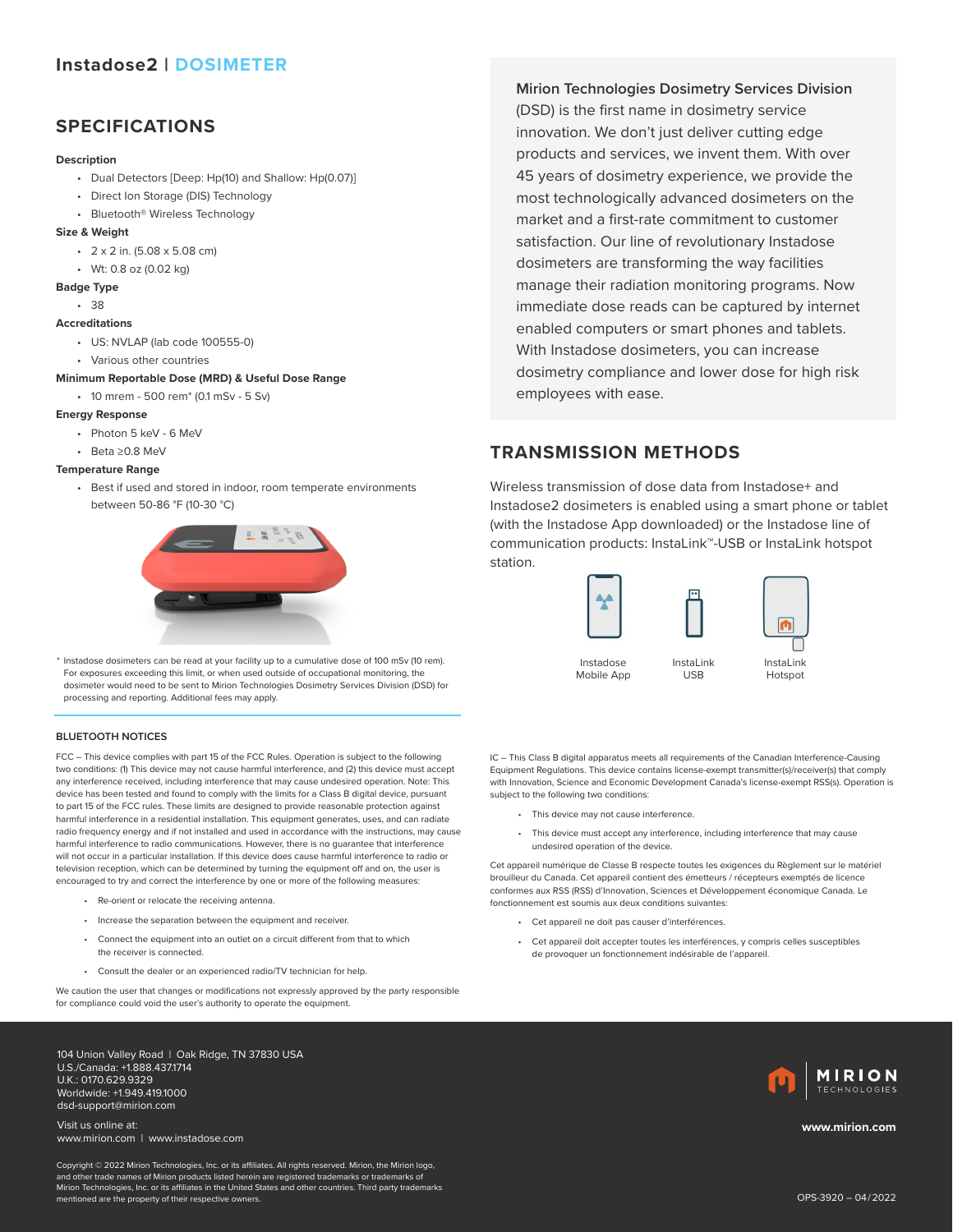## Instadose2 | DOSIMETER

## SPECIFICATIONS

**Description**

- Dual Detectors [Deep: Hp(10) and Shallow: Hp(0.07)]
- Direct Ion Storage (DIS) Technology
- Bluetooth® Wireless Technology

**Size & Weight**

- 2 x 2 in. (5.08 x 5.08 cm)
- Wt: 0.8 oz (0.02 kg)

**Badge Type**

- 38

**Accreditations**

- US: NVLAP (lab code 100555-0)
- Various other countries

**Minimum Reportable Dose (MRD) & Useful Dose Range**

- 10 mrem - 500 rem* (0.1 mSv - 5 Sv)

**Energy Response**

- Photon 5 keV - 6 MeV
- Beta ≥0.8 MeV

**Temperature Range**

- Best if used and stored in indoor, room temperate environments between 50-86 °F (10-30 °C)

\* Instadose dosimeters can be read at your facility up to a cumulative dose of 100 mSv (10 rem). For exposures exceeding this limit, or when used outside of occupational monitoring, the dosimeter would need to be sent to Mirion Technologies Dosimetry Services Division (DSD) for processing and reporting. Additional fees may apply.

**Mirion Technologies Dosimetry Services Division** (DSD) is the first name in dosimetry service innovation. We don't just deliver cutting edge products and services, we invent them. With over 45 years of dosimetry experience, we provide the most technologically advanced dosimeters on the market and a first-rate commitment to customer satisfaction. Our line of revolutionary Instadose dosimeters are transforming the way facilities manage their radiation monitoring programs. Now immediate dose reads can be captured by internet enabled computers or smart phones and tablets. With Instadose dosimeters, you can increase dosimetry compliance and lower dose for high risk employees with ease.

## TRANSMISSION METHODS

Wireless transmission of dose data from Instadose+ and Instadose2 dosimeters is enabled using a smart phone or tablet (with the Instadose App downloaded) or the Instadose line of communication products: InstaLink™-USB or InstaLink hotspot station.

Instadose Mobile App

InstaLink USB

InstaLink Hotspot

### BLUETOOTH NOTICES

FCC – This device complies with part 15 of the FCC Rules. Operation is subject to the following two conditions: (1) This device may not cause harmful interference, and (2) this device must accept any interference received, including interference that may cause undesired operation. Note: This device has been tested and found to comply with the limits for a Class B digital device, pursuant to part 15 of the FCC rules. These limits are designed to provide reasonable protection against harmful interference in a residential installation. This equipment generates, uses, and can radiate radio frequency energy and if not installed and used in accordance with the instructions, may cause harmful interference to radio communications. However, there is no guarantee that interference will not occur in a particular installation. If this device does cause harmful interference to radio or television reception, which can be determined by turning the equipment off and on, the user is encouraged to try and correct the interference by one or more of the following measures:

- Re-orient or relocate the receiving antenna.
- Increase the separation between the equipment and receiver.
- Connect the equipment into an outlet on a circuit different from that to which the receiver is connected.
- Consult the dealer or an experienced radio/TV technician for help.

We caution the user that changes or modifications not expressly approved by the party responsible for compliance could void the user's authority to operate the equipment.

IC – This Class B digital apparatus meets all requirements of the Canadian Interference-Causing Equipment Regulations. This device contains license-exempt transmitter(s)/receiver(s) that comply with Innovation, Science and Economic Development Canada's license-exempt RSS(s). Operation is subject to the following two conditions:

- This device may not cause interference.
- This device must accept any interference, including interference that may cause undesired operation of the device.

Cet appareil numérique de Classe B respecte toutes les exigences du Règlement sur le matériel brouilleur du Canada. Cet appareil contient des émetteurs / récepteurs exemptés de licence conformes aux RSS (RSS) d'Innovation, Sciences et Développement économique Canada. Le fonctionnement est soumis aux deux conditions suivantes:

- Cet appareil ne doit pas causer d'interférences.
- Cet appareil doit accepter toutes les interférences, y compris celles susceptibles de provoquer un fonctionnement indésirable de l'appareil.

104 Union Valley Road | Oak Ridge, TN 37830 USA
U.S./Canada: +1.888.437.1714
U.K.: 0170.629.9329
Worldwide: +1.949.419.1000
dsd-support@mirion.com

Visit us online at:
www.mirion.com | www.instadose.com

MIRION TECHNOLOGIES

www.mirion.com

Copyright © 2022 Mirion Technologies, Inc. or its affiliates. All rights reserved. Mirion, the Mirion logo, and other trade names of Mirion products listed herein are registered trademarks or trademarks of Mirion Technologies, Inc. or its affiliates in the United States and other countries. Third party trademarks mentioned are the property of their respective owners.

OPS-3920 – 04/2022